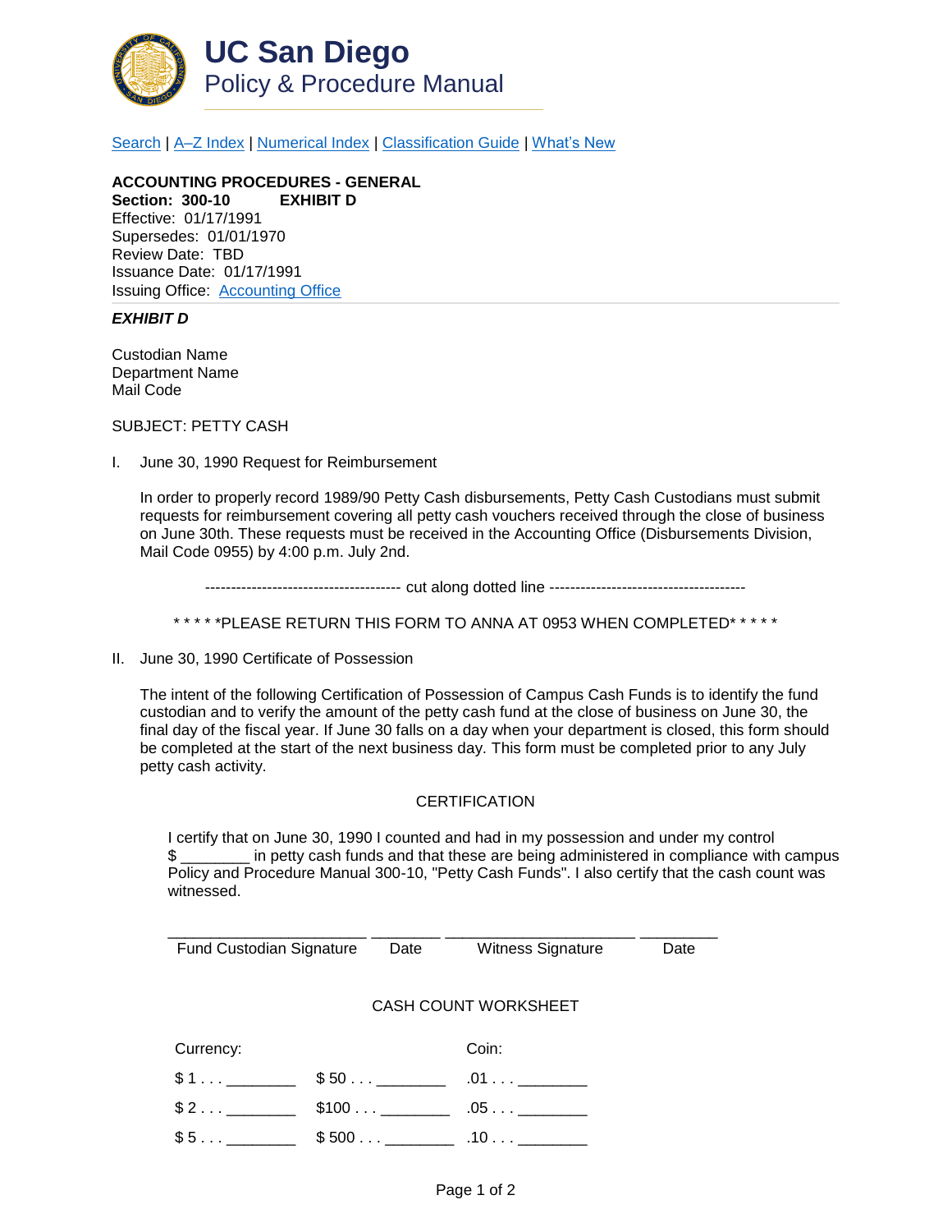# UC San Diego
## Policy & Procedure Manual

Search | A–Z Index | Numerical Index | Classification Guide | What's New

**ACCOUNTING PROCEDURES - GENERAL**
**Section: 300-10 EXHIBIT D**
Effective: 01/17/1991
Supersedes: 01/01/1970
Review Date: TBD
Issuance Date: 01/17/1991
Issuing Office: Accounting Office

***EXHIBIT D***

Custodian Name
Department Name
Mail Code

SUBJECT: PETTY CASH

I. June 30, 1990 Request for Reimbursement

In order to properly record 1989/90 Petty Cash disbursements, Petty Cash Custodians must submit requests for reimbursement covering all petty cash vouchers received through the close of business on June 30th. These requests must be received in the Accounting Office (Disbursements Division, Mail Code 0955) by 4:00 p.m. July 2nd.

------------------------------------- cut along dotted line -------------------------------------

* * * * *PLEASE RETURN THIS FORM TO ANNA AT 0953 WHEN COMPLETED* * * * *

II. June 30, 1990 Certificate of Possession

The intent of the following Certification of Possession of Campus Cash Funds is to identify the fund custodian and to verify the amount of the petty cash fund at the close of business on June 30, the final day of the fiscal year. If June 30 falls on a day when your department is closed, this form should be completed at the start of the next business day. This form must be completed prior to any July petty cash activity.

CERTIFICATION

I certify that on June 30, 1990 I counted and had in my possession and under my control $ ________ in petty cash funds and that these are being administered in compliance with campus Policy and Procedure Manual 300-10, "Petty Cash Funds". I also certify that the cash count was witnessed.

______________________ ________ ______________________ ________
Fund Custodian Signature Date Witness Signature Date

CASH COUNT WORKSHEET

| Currency: | | Coin: |
|---|---|---|
| $ 1 . . . ________ | $ 50 . . . ________ | .01 . . . ________ |
| $ 2 . . . ________ | $100 . . . ________ | .05 . . . ________ |
| $ 5 . . . ________ | $ 500 . . . ________ | .10 . . . ________ |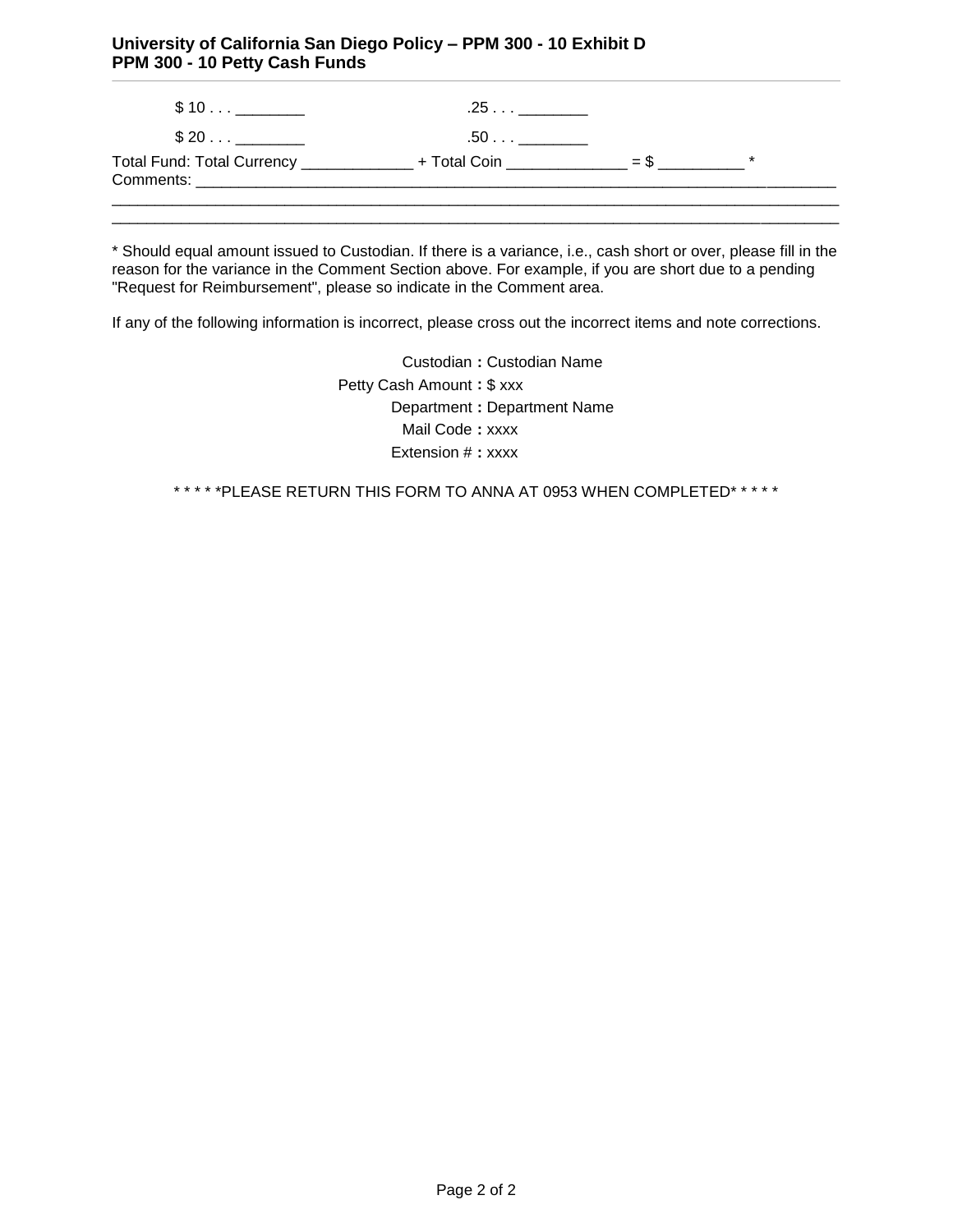| | |
|---|---|
| $ 10 . . . ________ | .25 . . . ________ |
| $ 20 . . . ________ | .50 . . . ________ |

Total Fund: Total Currency _____________ + Total Coin ______________ = $ __________ *

Comments: ______________________________________________________________________________

_______________________________________________________________________________________

_______________________________________________________________________________________

* Should equal amount issued to Custodian. If there is a variance, i.e., cash short or over, please fill in the reason for the variance in the Comment Section above. For example, if you are short due to a pending "Request for Reimbursement", please so indicate in the Comment area.

If any of the following information is incorrect, please cross out the incorrect items and note corrections.

Custodian **:** Custodian Name

Petty Cash Amount **:** $ xxx

Department **:** Department Name

Mail Code **:** xxxx

Extension # **:** xxxx

* * * * *PLEASE RETURN THIS FORM TO ANNA AT 0953 WHEN COMPLETED* * * * *